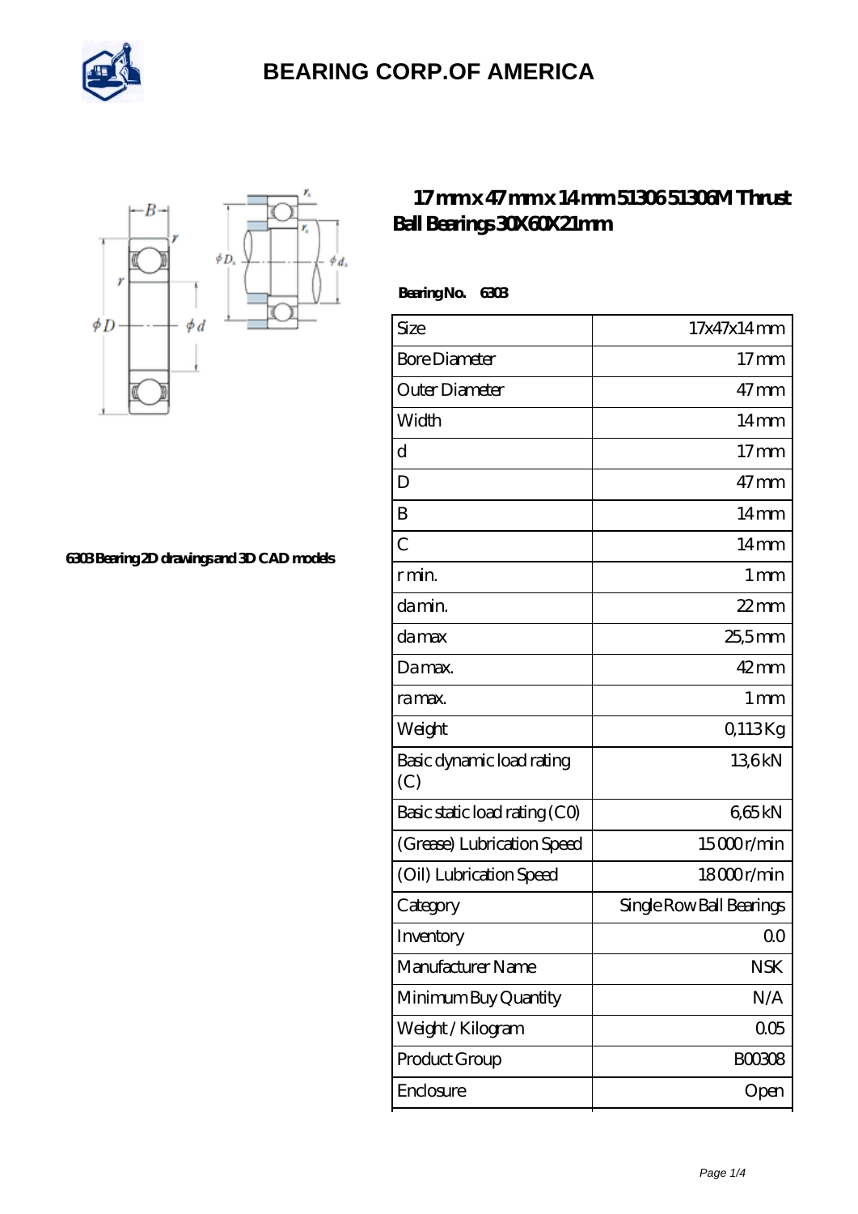# BEARING CORP.OF AMERICA

6303 Bearing 2D drawings and 3D CAD models

## 17 mm x 47 mm x 14 mm 51306 51306M Thrust Ball Bearings 30X60X21mm

**Bearing No. 6303**

| Size | 17x47x14 mm |
|---|---|
| Bore Diameter | 17 mm |
| Outer Diameter | 47 mm |
| Width | 14 mm |
| d | 17 mm |
| D | 47 mm |
| B | 14 mm |
| C | 14 mm |
| r min. | 1 mm |
| da min. | 22 mm |
| da max | 25,5 mm |
| Da max. | 42 mm |
| ra max. | 1 mm |
| Weight | 0,113 Kg |
| Basic dynamic load rating (C) | 13,6 kN |
| Basic static load rating (C0) | 6,65 kN |
| (Grease) Lubrication Speed | 15 000 r/min |
| (Oil) Lubrication Speed | 18 000 r/min |
| Category | Single Row Ball Bearings |
| Inventory | 0.0 |
| Manufacturer Name | NSK |
| Minimum Buy Quantity | N/A |
| Weight / Kilogram | 0.05 |
| Product Group | B00308 |
| Enclosure | Open |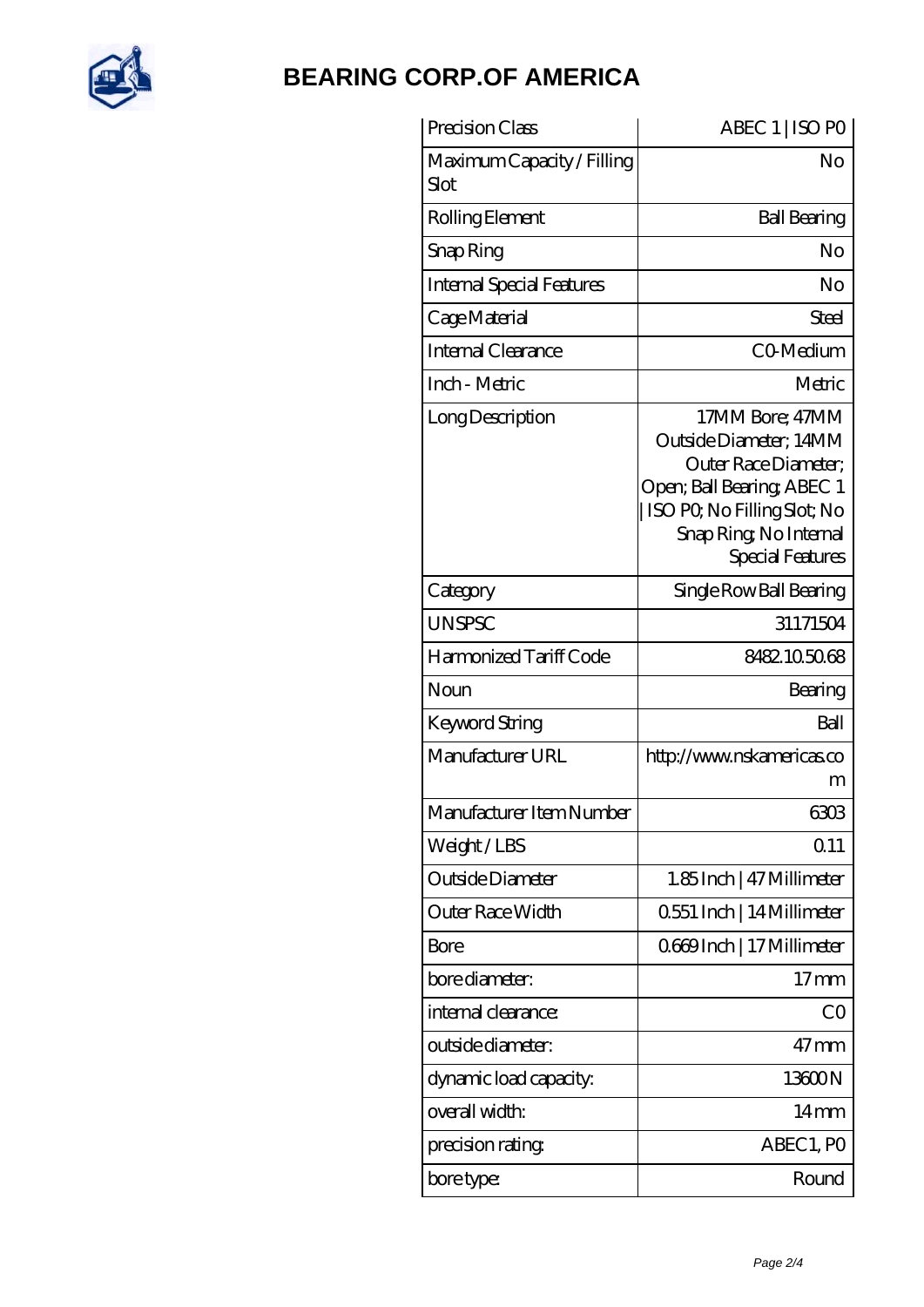| Precision Class | ABEC 1 \| ISO P0 |
|---|---|
| Maximum Capacity / Filling Slot | No |
| Rolling Element | Ball Bearing |
| Snap Ring | No |
| Internal Special Features | No |
| Cage Material | Steel |
| Internal Clearance | C0-Medium |
| Inch - Metric | Metric |
| Long Description | 17MM Bore; 47MM Outside Diameter; 14MM Outer Race Diameter; Open; Ball Bearing; ABEC 1 \| ISO P0; No Filling Slot; No Snap Ring; No Internal Special Features |
| Category | Single Row Ball Bearing |
| UNSPSC | 31171504 |
| Harmonized Tariff Code | 8482.10.50.68 |
| Noun | Bearing |
| Keyword String | Ball |
| Manufacturer URL | http://www.nskamericas.com |
| Manufacturer Item Number | 6303 |
| Weight / LBS | 0.11 |
| Outside Diameter | 1.85 Inch \| 47 Millimeter |
| Outer Race Width | 0.551 Inch \| 14 Millimeter |
| Bore | 0.669 Inch \| 17 Millimeter |
| bore diameter: | 17 mm |
| internal clearance: | C0 |
| outside diameter: | 47 mm |
| dynamic load capacity: | 13600 N |
| overall width: | 14 mm |
| precision rating: | ABEC1, P0 |
| bore type: | Round |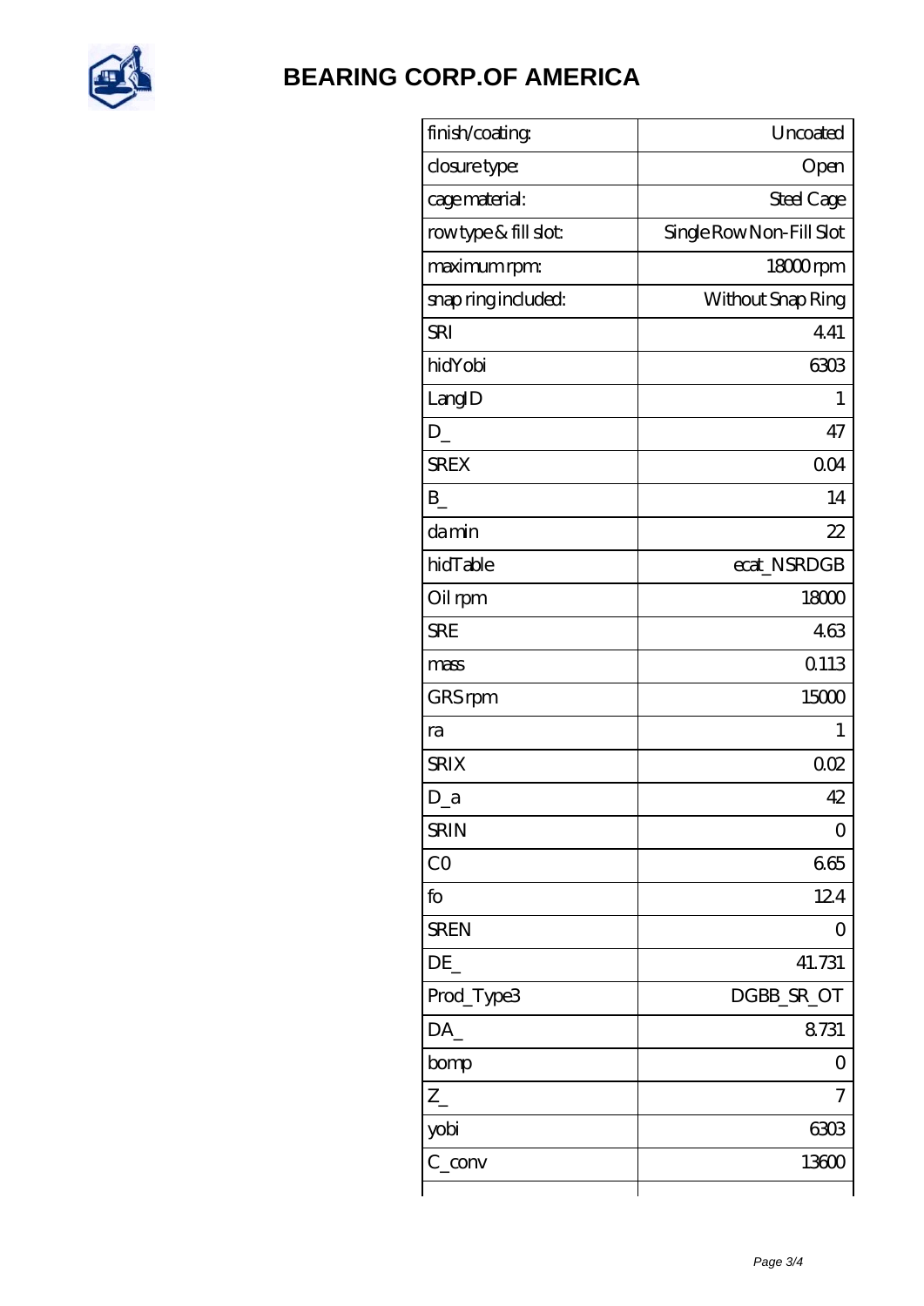# BEARING CORP.OF AMERICA

| finish/coating: | Uncoated |
|---|---|
| closure type: | Open |
| cage material: | Steel Cage |
| row type & fill slot: | Single Row Non-Fill Slot |
| maximum rpm: | 18000 rpm |
| snap ring included: | Without Snap Ring |
| SRI | 4.41 |
| hidYobi | 6303 |
| LangID | 1 |
| D_ | 47 |
| SREX | 0.04 |
| B_ | 14 |
| da min | 22 |
| hidTable | ecat_NSRDGB |
| Oil rpm | 18000 |
| SRE | 4.63 |
| mass | 0.113 |
| GRS rpm | 15000 |
| ra | 1 |
| SRIX | 0.02 |
| D_a | 42 |
| SRIN | 0 |
| C0 | 6.65 |
| fo | 12.4 |
| SREN | 0 |
| DE_ | 41.731 |
| Prod_Type3 | DGBB_SR_OT |
| DA_ | 8.731 |
| bomp | 0 |
| Z_ | 7 |
| yobi | 6303 |
| C_conv | 13600 |
| | |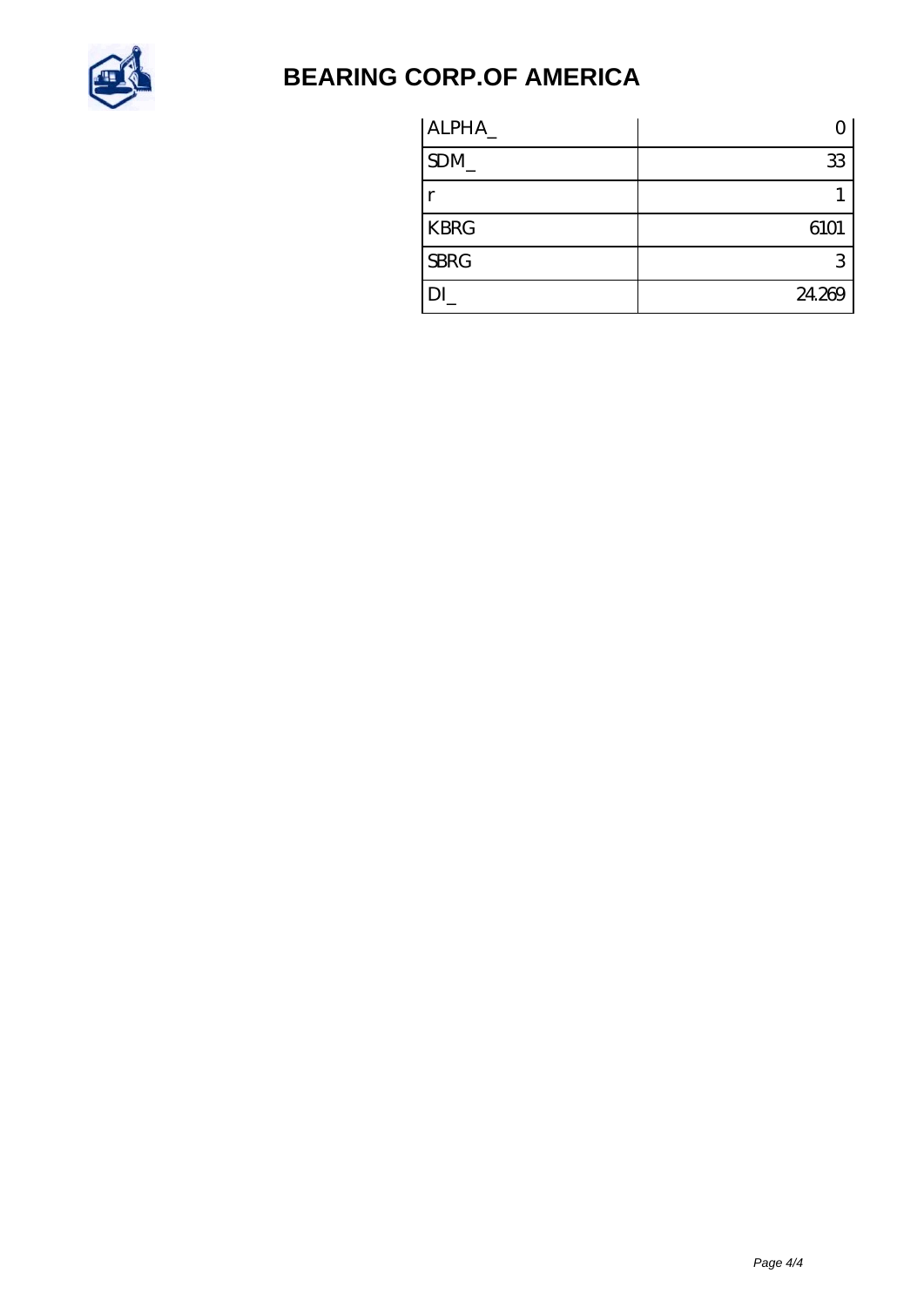| | |
|---|---|
| ALPHA_ | 0 |
| SDM_ | 33 |
| r | 1 |
| KBRG | 6101 |
| SBRG | 3 |
| DI_ | 24.269 |